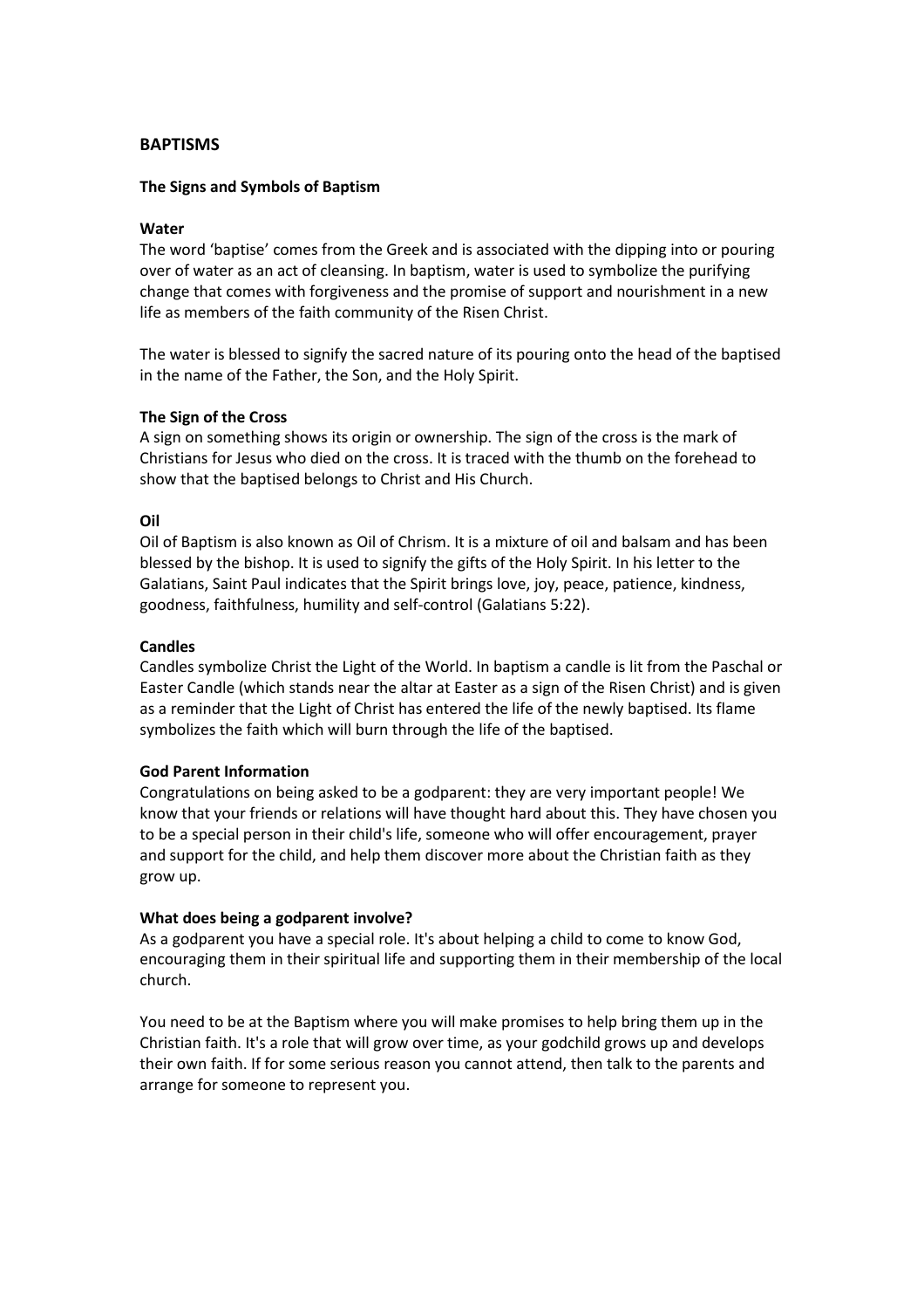# BAPTISMS

## The Signs and Symbols of Baptism

### Water

The word 'baptise' comes from the Greek and is associated with the dipping into or pouring over of water as an act of cleansing. In baptism, water is used to symbolize the purifying change that comes with forgiveness and the promise of support and nourishment in a new life as members of the faith community of the Risen Christ.

The water is blessed to signify the sacred nature of its pouring onto the head of the baptised in the name of the Father, the Son, and the Holy Spirit.

### The Sign of the Cross

A sign on something shows its origin or ownership. The sign of the cross is the mark of Christians for Jesus who died on the cross. It is traced with the thumb on the forehead to show that the baptised belongs to Christ and His Church.

### Oil

Oil of Baptism is also known as Oil of Chrism. It is a mixture of oil and balsam and has been blessed by the bishop. It is used to signify the gifts of the Holy Spirit. In his letter to the Galatians, Saint Paul indicates that the Spirit brings love, joy, peace, patience, kindness, goodness, faithfulness, humility and self-control (Galatians 5:22).

### Candles

Candles symbolize Christ the Light of the World. In baptism a candle is lit from the Paschal or Easter Candle (which stands near the altar at Easter as a sign of the Risen Christ) and is given as a reminder that the Light of Christ has entered the life of the newly baptised. Its flame symbolizes the faith which will burn through the life of the baptised.

### God Parent Information

Congratulations on being asked to be a godparent: they are very important people! We know that your friends or relations will have thought hard about this. They have chosen you to be a special person in their child's life, someone who will offer encouragement, prayer and support for the child, and help them discover more about the Christian faith as they grow up.

### What does being a godparent involve?

As a godparent you have a special role. It's about helping a child to come to know God, encouraging them in their spiritual life and supporting them in their membership of the local church.

You need to be at the Baptism where you will make promises to help bring them up in the Christian faith. It's a role that will grow over time, as your godchild grows up and develops their own faith. If for some serious reason you cannot attend, then talk to the parents and arrange for someone to represent you.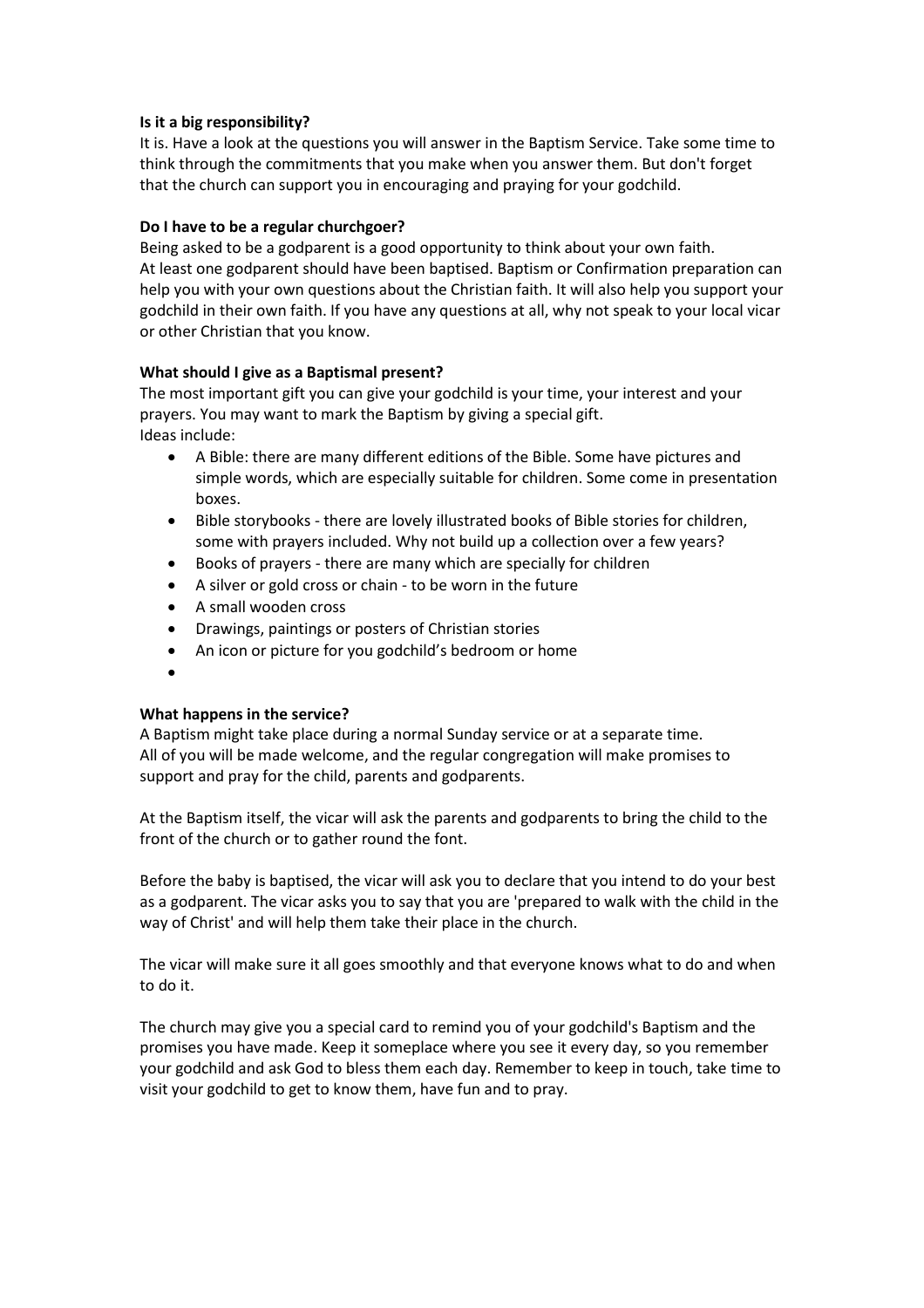**Is it a big responsibility?**
It is. Have a look at the questions you will answer in the Baptism Service. Take some time to think through the commitments that you make when you answer them. But don't forget that the church can support you in encouraging and praying for your godchild.

**Do I have to be a regular churchgoer?**
Being asked to be a godparent is a good opportunity to think about your own faith.
At least one godparent should have been baptised. Baptism or Confirmation preparation can help you with your own questions about the Christian faith. It will also help you support your godchild in their own faith. If you have any questions at all, why not speak to your local vicar or other Christian that you know.

**What should I give as a Baptismal present?**
The most important gift you can give your godchild is your time, your interest and your prayers. You may want to mark the Baptism by giving a special gift.
Ideas include:

- A Bible: there are many different editions of the Bible. Some have pictures and simple words, which are especially suitable for children. Some come in presentation boxes.
- Bible storybooks - there are lovely illustrated books of Bible stories for children, some with prayers included. Why not build up a collection over a few years?
- Books of prayers - there are many which are specially for children
- A silver or gold cross or chain - to be worn in the future
- A small wooden cross
- Drawings, paintings or posters of Christian stories
- An icon or picture for you godchild's bedroom or home

**What happens in the service?**
A Baptism might take place during a normal Sunday service or at a separate time.
All of you will be made welcome, and the regular congregation will make promises to support and pray for the child, parents and godparents.

At the Baptism itself, the vicar will ask the parents and godparents to bring the child to the front of the church or to gather round the font.

Before the baby is baptised, the vicar will ask you to declare that you intend to do your best as a godparent. The vicar asks you to say that you are 'prepared to walk with the child in the way of Christ' and will help them take their place in the church.

The vicar will make sure it all goes smoothly and that everyone knows what to do and when to do it.

The church may give you a special card to remind you of your godchild's Baptism and the promises you have made. Keep it someplace where you see it every day, so you remember your godchild and ask God to bless them each day. Remember to keep in touch, take time to visit your godchild to get to know them, have fun and to pray.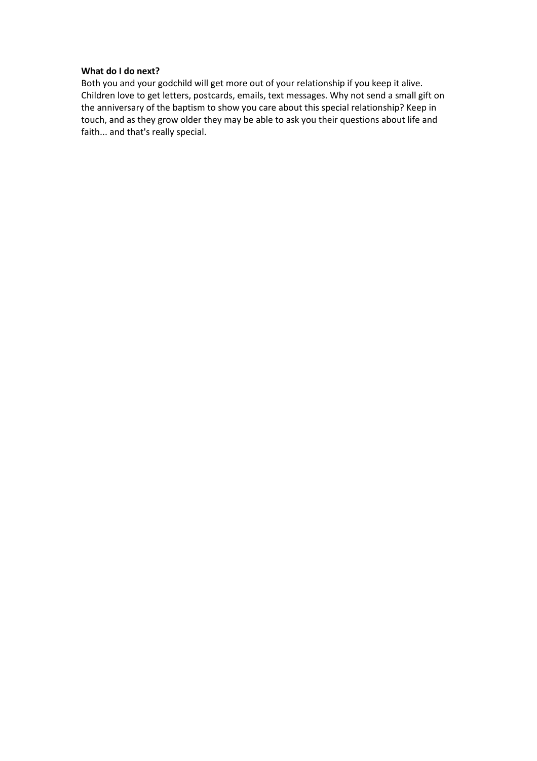**What do I do next?**

Both you and your godchild will get more out of your relationship if you keep it alive. Children love to get letters, postcards, emails, text messages. Why not send a small gift on the anniversary of the baptism to show you care about this special relationship? Keep in touch, and as they grow older they may be able to ask you their questions about life and faith... and that's really special.